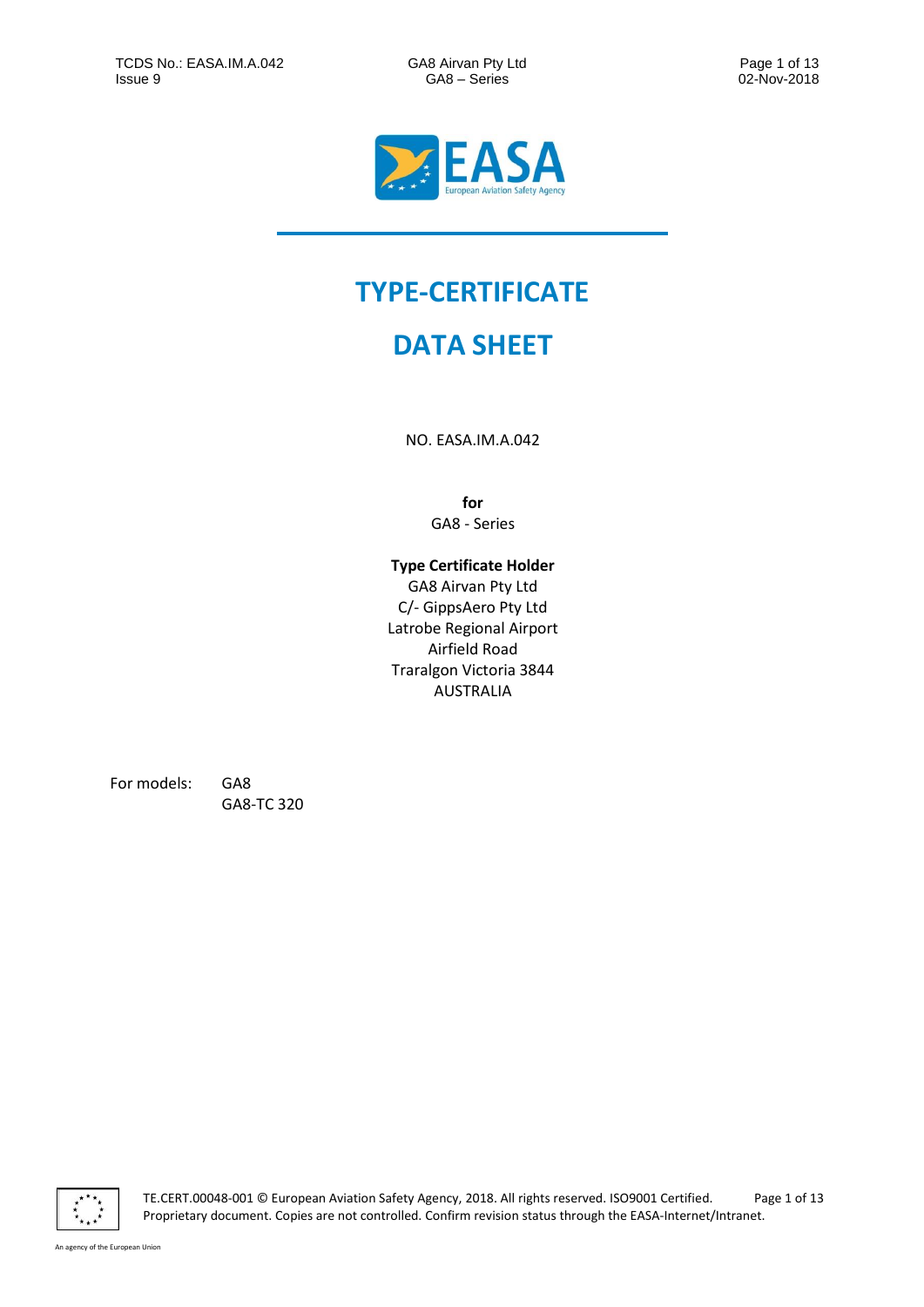# TYPE-CERTIFICATE

# DATA SHEET

NO. EASA.IM.A.042

**for**
GA8 - Series

**Type Certificate Holder**
GA8 Airvan Pty Ltd
C/- GippsAero Pty Ltd
Latrobe Regional Airport
Airfield Road
Traralgon Victoria 3844
AUSTRALIA

For models: GA8
GA8-TC 320

TE.CERT.00048-001 © European Aviation Safety Agency, 2018. All rights reserved. ISO9001 Certified.
Proprietary document. Copies are not controlled. Confirm revision status through the EASA-Internet/Intranet.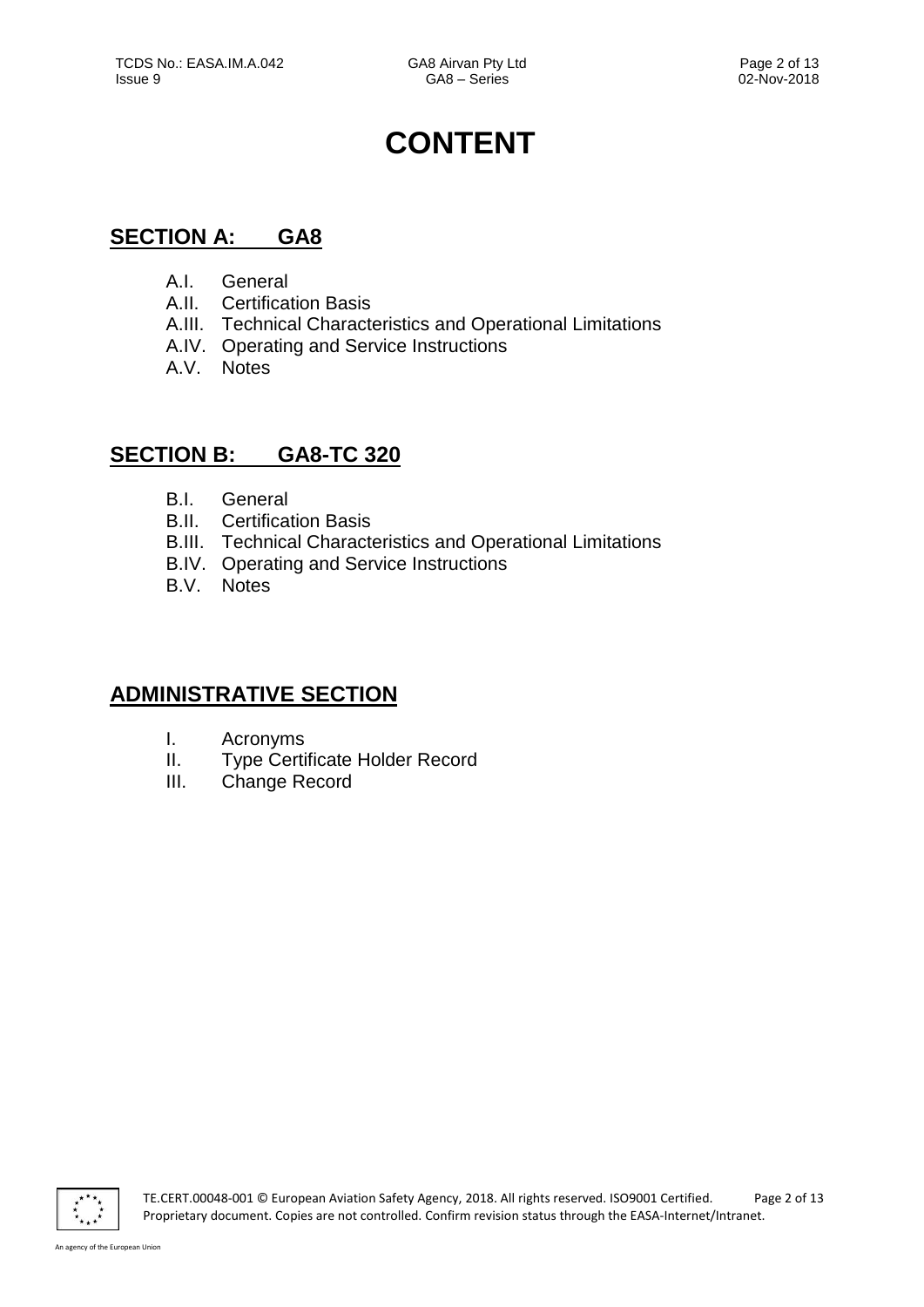# CONTENT

## SECTION A: GA8

- A.I. General
- A.II. Certification Basis
- A.III. Technical Characteristics and Operational Limitations
- A.IV. Operating and Service Instructions
- A.V. Notes

## SECTION B: GA8-TC 320

- B.I. General
- B.II. Certification Basis
- B.III. Technical Characteristics and Operational Limitations
- B.IV. Operating and Service Instructions
- B.V. Notes

## ADMINISTRATIVE SECTION

- I. Acronyms
- II. Type Certificate Holder Record
- III. Change Record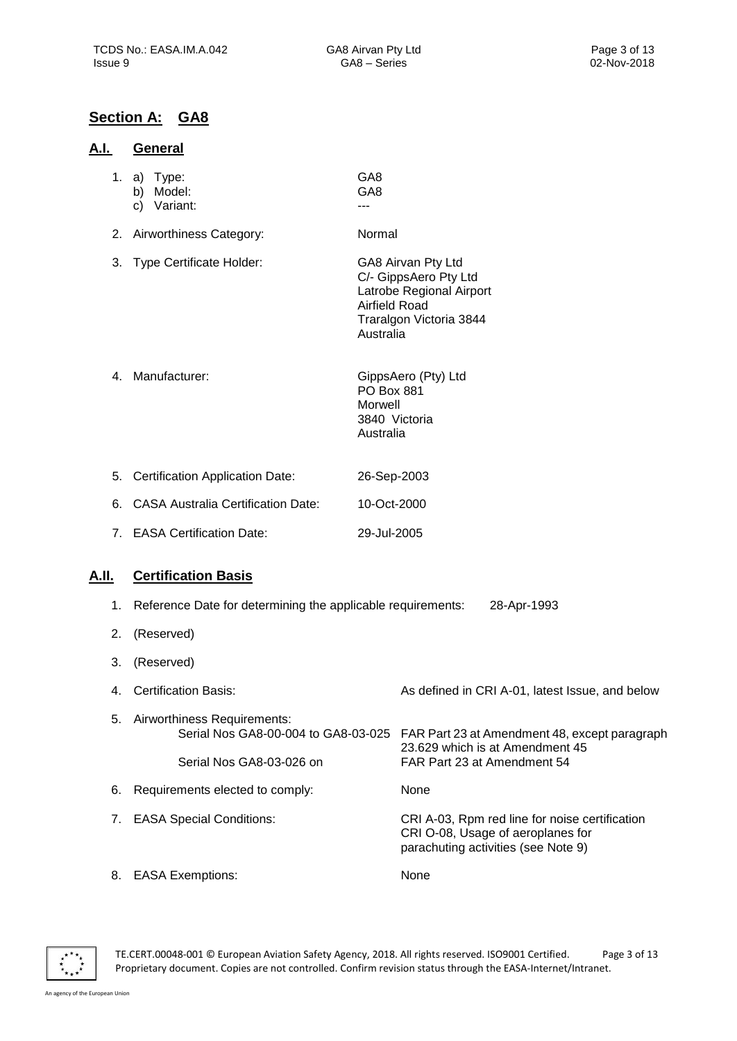## Section A: GA8

### A.I. General

| | | |
|---|---|---|
| 1. | a) Type:<br>b) Model:<br>c) Variant: | GA8<br>GA8<br>--- |
| 2. | Airworthiness Category: | Normal |
| 3. | Type Certificate Holder: | GA8 Airvan Pty Ltd<br>C/- GippsAero Pty Ltd<br>Latrobe Regional Airport<br>Airfield Road<br>Traralgon Victoria 3844<br>Australia |
| 4. | Manufacturer: | GippsAero (Pty) Ltd<br>PO Box 881<br>Morwell<br>3840 Victoria<br>Australia |
| 5. | Certification Application Date: | 26-Sep-2003 |
| 6. | CASA Australia Certification Date: | 10-Oct-2000 |
| 7. | EASA Certification Date: | 29-Jul-2005 |

### A.II. Certification Basis

1. Reference Date for determining the applicable requirements: 28-Apr-1993
2. (Reserved)
3. (Reserved)
4. Certification Basis: As defined in CRI A-01, latest Issue, and below
5. Airworthiness Requirements:
   - Serial Nos GA8-00-004 to GA8-03-025: FAR Part 23 at Amendment 48, except paragraph 23.629 which is at Amendment 45
   - Serial Nos GA8-03-026 on: FAR Part 23 at Amendment 54
6. Requirements elected to comply: None
7. EASA Special Conditions: CRI A-03, Rpm red line for noise certification; CRI O-08, Usage of aeroplanes for parachuting activities (see Note 9)
8. EASA Exemptions: None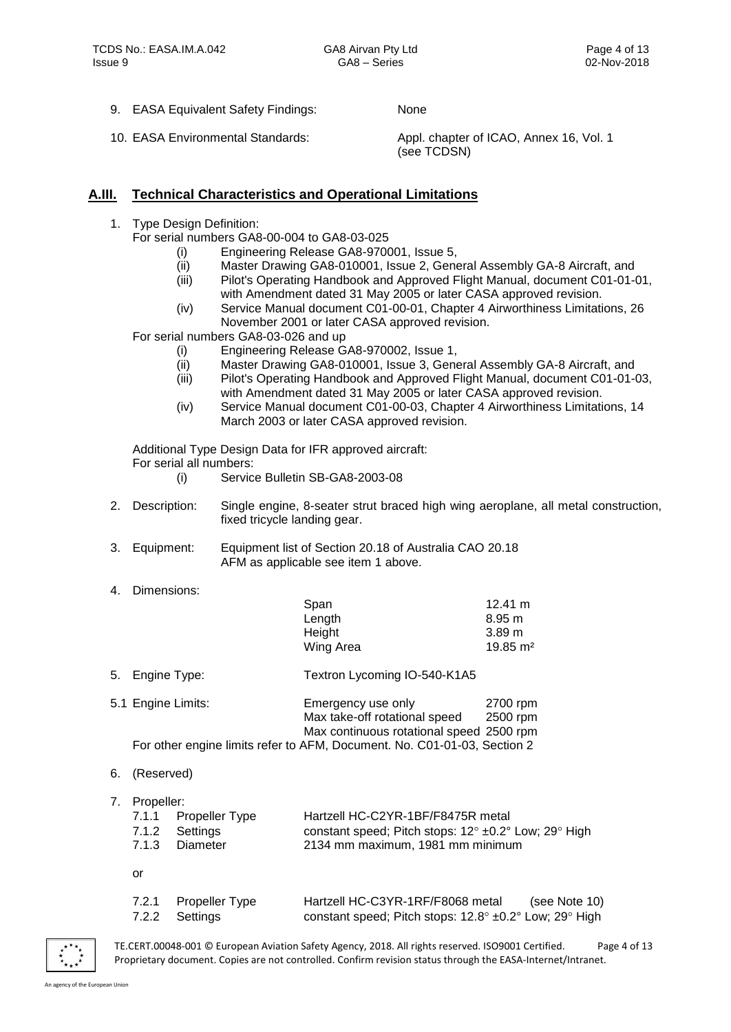9. EASA Equivalent Safety Findings: None

10. EASA Environmental Standards: Appl. chapter of ICAO, Annex 16, Vol. 1 (see TCDSN)

## A.III. Technical Characteristics and Operational Limitations

1. Type Design Definition:

   For serial numbers GA8-00-004 to GA8-03-025
   - (i) Engineering Release GA8-970001, Issue 5,
   - (ii) Master Drawing GA8-010001, Issue 2, General Assembly GA-8 Aircraft, and
   - (iii) Pilot's Operating Handbook and Approved Flight Manual, document C01-01-01, with Amendment dated 31 May 2005 or later CASA approved revision.
   - (iv) Service Manual document C01-00-01, Chapter 4 Airworthiness Limitations, 26 November 2001 or later CASA approved revision.

   For serial numbers GA8-03-026 and up
   - (i) Engineering Release GA8-970002, Issue 1,
   - (ii) Master Drawing GA8-010001, Issue 3, General Assembly GA-8 Aircraft, and
   - (iii) Pilot's Operating Handbook and Approved Flight Manual, document C01-01-03, with Amendment dated 31 May 2005 or later CASA approved revision.
   - (iv) Service Manual document C01-00-03, Chapter 4 Airworthiness Limitations, 14 March 2003 or later CASA approved revision.

   Additional Type Design Data for IFR approved aircraft:
   For serial all numbers:
   - (i) Service Bulletin SB-GA8-2003-08

2. Description: Single engine, 8-seater strut braced high wing aeroplane, all metal construction, fixed tricycle landing gear.

3. Equipment: Equipment list of Section 20.18 of Australia CAO 20.18
   AFM as applicable see item 1 above.

4. Dimensions:

| | |
|---|---|
| Span | 12.41 m |
| Length | 8.95 m |
| Height | 3.89 m |
| Wing Area | 19.85 m² |

5. Engine Type: Textron Lycoming IO-540-K1A5

5.1 Engine Limits:

| | |
|---|---|
| Emergency use only | 2700 rpm |
| Max take-off rotational speed | 2500 rpm |
| Max continuous rotational speed | 2500 rpm |

For other engine limits refer to AFM, Document. No. C01-01-03, Section 2

6. (Reserved)

7. Propeller:

| | | |
|---|---|---|
| 7.1.1 | Propeller Type | Hartzell HC-C2YR-1BF/F8475R metal |
| 7.1.2 | Settings | constant speed; Pitch stops: 12° ±0.2° Low; 29° High |
| 7.1.3 | Diameter | 2134 mm maximum, 1981 mm minimum |

or

| | | |
|---|---|---|
| 7.2.1 | Propeller Type | Hartzell HC-C3YR-1RF/F8068 metal (see Note 10) |
| 7.2.2 | Settings | constant speed; Pitch stops: 12.8° ±0.2° Low; 29° High |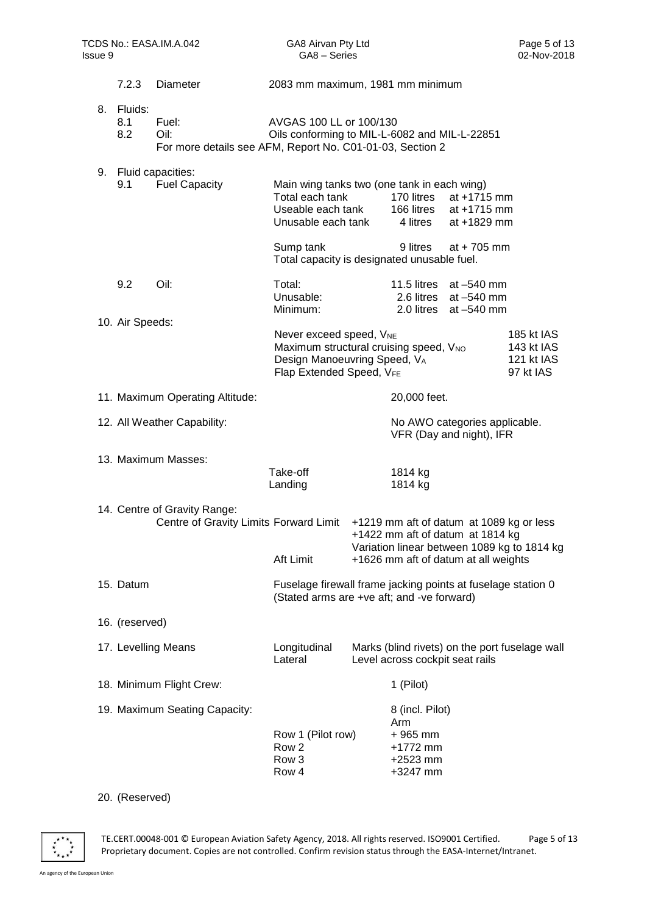7.2.3 Diameter 2083 mm maximum, 1981 mm minimum

8. Fluids:
   - 8.1 Fuel: AVGAS 100 LL or 100/130
   - 8.2 Oil: Oils conforming to MIL-L-6082 and MIL-L-22851

   For more details see AFM, Report No. C01-01-03, Section 2

9. Fluid capacities:

   9.1 Fuel Capacity

   Main wing tanks two (one tank in each wing)

| | | |
|---|---|---|
| Total each tank | 170 litres | at +1715 mm |
| Useable each tank | 166 litres | at +1715 mm |
| Unusable each tank | 4 litres | at +1829 mm |
| Sump tank | 9 litres | at + 705 mm |

   Total capacity is designated unusable fuel.

   9.2 Oil:

| | | |
|---|---|---|
| Total: | 11.5 litres | at –540 mm |
| Unusable: | 2.6 litres | at –540 mm |
| Minimum: | 2.0 litres | at –540 mm |

10. Air Speeds:

| | |
|---|---|
| Never exceed speed, $V_{NE}$ | 185 kt IAS |
| Maximum structural cruising speed, $V_{NO}$ | 143 kt IAS |
| Design Manoeuvring Speed, $V_A$ | 121 kt IAS |
| Flap Extended Speed, $V_{FE}$ | 97 kt IAS |

11. Maximum Operating Altitude: 20,000 feet.

12. All Weather Capability: No AWO categories applicable. VFR (Day and night), IFR

13. Maximum Masses:

| | |
|---|---|
| Take-off | 1814 kg |
| Landing | 1814 kg |

14. Centre of Gravity Range:

    Centre of Gravity Limits Forward Limit: +1219 mm aft of datum at 1089 kg or less; +1422 mm aft of datum at 1814 kg; Variation linear between 1089 kg to 1814 kg

    Aft Limit: +1626 mm aft of datum at all weights

15. Datum: Fuselage firewall frame jacking points at fuselage station 0 (Stated arms are +ve aft; and -ve forward)

16. (reserved)

17. Levelling Means

    - Longitudinal: Marks (blind rivets) on the port fuselage wall
    - Lateral: Level across cockpit seat rails

18. Minimum Flight Crew: 1 (Pilot)

19. Maximum Seating Capacity: 8 (incl. Pilot)

| | Arm |
|---|---|
| Row 1 (Pilot row) | + 965 mm |
| Row 2 | +1772 mm |
| Row 3 | +2523 mm |
| Row 4 | +3247 mm |

20. (Reserved)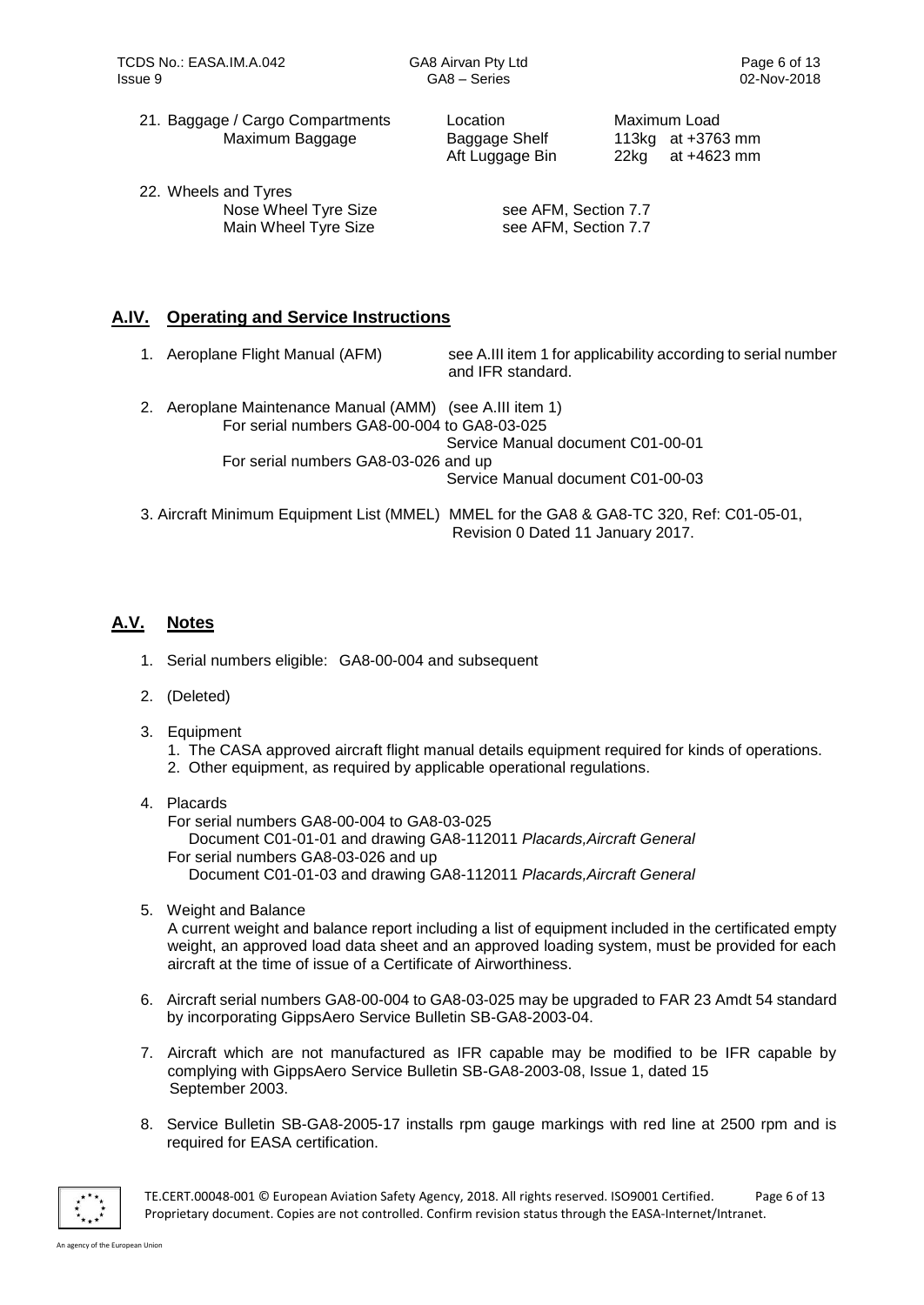21. Baggage / Cargo Compartments

| Maximum Baggage | Location | Maximum Load |
|---|---|---|
| | Baggage Shelf | 113kg at +3763 mm |
| | Aft Luggage Bin | 22kg at +4623 mm |

22. Wheels and Tyres

| | |
|---|---|
| Nose Wheel Tyre Size | see AFM, Section 7.7 |
| Main Wheel Tyre Size | see AFM, Section 7.7 |

## A.IV. Operating and Service Instructions

1. Aeroplane Flight Manual (AFM) — see A.III item 1 for applicability according to serial number and IFR standard.

2. Aeroplane Maintenance Manual (AMM) (see A.III item 1)
   For serial numbers GA8-00-004 to GA8-03-025
   Service Manual document C01-00-01
   For serial numbers GA8-03-026 and up
   Service Manual document C01-00-03

3. Aircraft Minimum Equipment List (MMEL) MMEL for the GA8 & GA8-TC 320, Ref: C01-05-01, Revision 0 Dated 11 January 2017.

## A.V. Notes

1. Serial numbers eligible: GA8-00-004 and subsequent

2. (Deleted)

3. Equipment
   1. The CASA approved aircraft flight manual details equipment required for kinds of operations.
   2. Other equipment, as required by applicable operational regulations.

4. Placards
   For serial numbers GA8-00-004 to GA8-03-025
   Document C01-01-01 and drawing GA8-112011 *Placards,Aircraft General*
   For serial numbers GA8-03-026 and up
   Document C01-01-03 and drawing GA8-112011 *Placards,Aircraft General*

5. Weight and Balance
   A current weight and balance report including a list of equipment included in the certificated empty weight, an approved load data sheet and an approved loading system, must be provided for each aircraft at the time of issue of a Certificate of Airworthiness.

6. Aircraft serial numbers GA8-00-004 to GA8-03-025 may be upgraded to FAR 23 Amdt 54 standard by incorporating GippsAero Service Bulletin SB-GA8-2003-04.

7. Aircraft which are not manufactured as IFR capable may be modified to be IFR capable by complying with GippsAero Service Bulletin SB-GA8-2003-08, Issue 1, dated 15 September 2003.

8. Service Bulletin SB-GA8-2005-17 installs rpm gauge markings with red line at 2500 rpm and is required for EASA certification.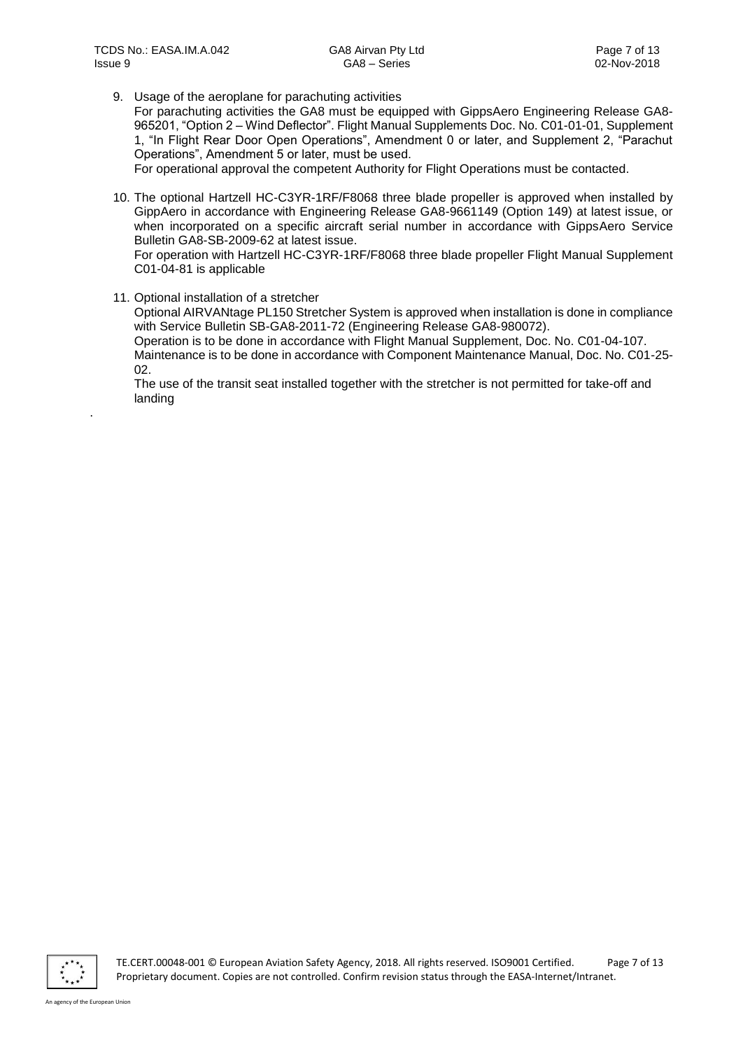9. Usage of the aeroplane for parachuting activities
   For parachuting activities the GA8 must be equipped with GippsAero Engineering Release GA8-965201, "Option 2 – Wind Deflector". Flight Manual Supplements Doc. No. C01-01-01, Supplement 1, "In Flight Rear Door Open Operations", Amendment 0 or later, and Supplement 2, "Parachut Operations", Amendment 5 or later, must be used.
   For operational approval the competent Authority for Flight Operations must be contacted.

10. The optional Hartzell HC-C3YR-1RF/F8068 three blade propeller is approved when installed by GippAero in accordance with Engineering Release GA8-9661149 (Option 149) at latest issue, or when incorporated on a specific aircraft serial number in accordance with GippsAero Service Bulletin GA8-SB-2009-62 at latest issue.
    For operation with Hartzell HC-C3YR-1RF/F8068 three blade propeller Flight Manual Supplement C01-04-81 is applicable

11. Optional installation of a stretcher
    Optional AIRVANtage PL150 Stretcher System is approved when installation is done in compliance with Service Bulletin SB-GA8-2011-72 (Engineering Release GA8-980072).
    Operation is to be done in accordance with Flight Manual Supplement, Doc. No. C01-04-107.
    Maintenance is to be done in accordance with Component Maintenance Manual, Doc. No. C01-25-02.
    The use of the transit seat installed together with the stretcher is not permitted for take-off and landing

.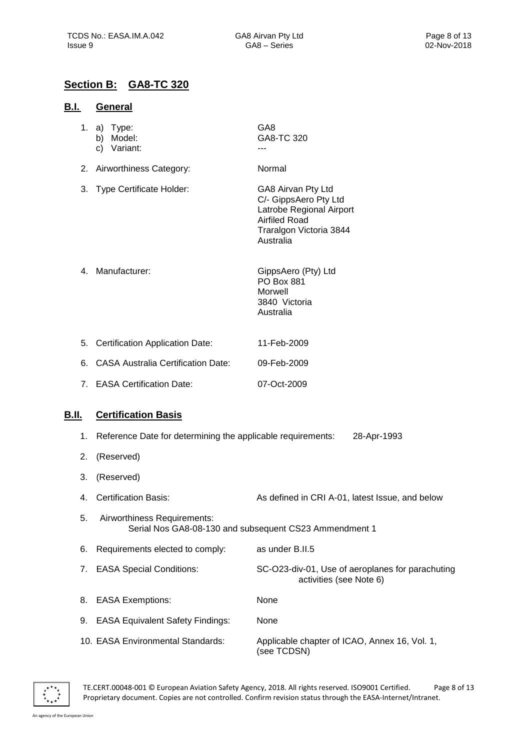## Section B: GA8-TC 320

### B.I. General

1. a) Type: GA8
   b) Model: GA8-TC 320
   c) Variant: ---

2. Airworthiness Category: Normal

3. Type Certificate Holder: GA8 Airvan Pty Ltd
   C/- GippsAero Pty Ltd
   Latrobe Regional Airport
   Airfiled Road
   Traralgon Victoria 3844
   Australia

4. Manufacturer: GippsAero (Pty) Ltd
   PO Box 881
   Morwell
   3840 Victoria
   Australia

5. Certification Application Date: 11-Feb-2009

6. CASA Australia Certification Date: 09-Feb-2009

7. EASA Certification Date: 07-Oct-2009

### B.II. Certification Basis

1. Reference Date for determining the applicable requirements: 28-Apr-1993

2. (Reserved)

3. (Reserved)

4. Certification Basis: As defined in CRI A-01, latest Issue, and below

5. Airworthiness Requirements:
   Serial Nos GA8-08-130 and subsequent CS23 Ammendment 1

6. Requirements elected to comply: as under B.II.5

7. EASA Special Conditions: SC-O23-div-01, Use of aeroplanes for parachuting activities (see Note 6)

8. EASA Exemptions: None

9. EASA Equivalent Safety Findings: None

10. EASA Environmental Standards: Applicable chapter of ICAO, Annex 16, Vol. 1, (see TCDSN)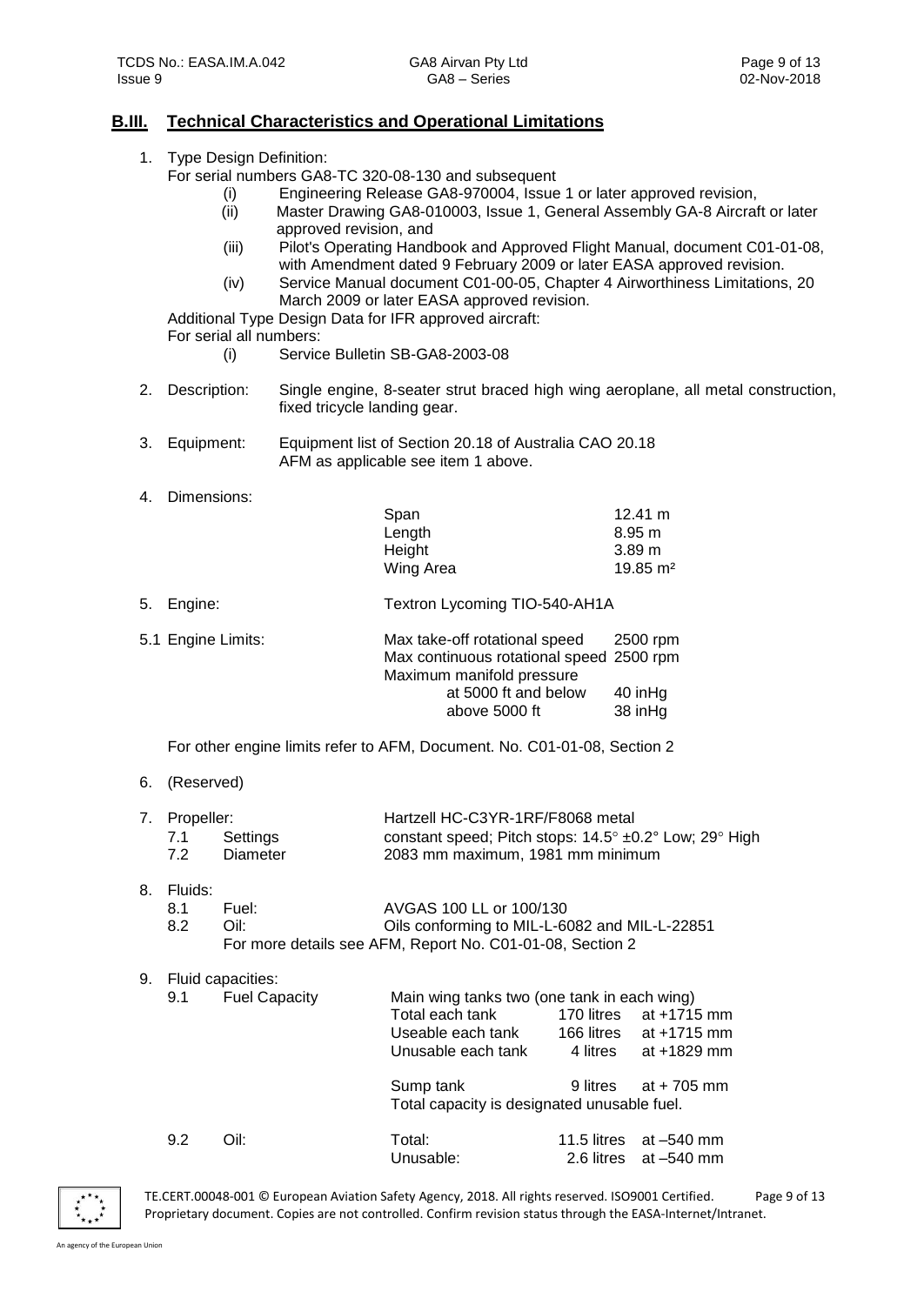## B.III. Technical Characteristics and Operational Limitations

1. Type Design Definition:

   For serial numbers GA8-TC 320-08-130 and subsequent

   (i) Engineering Release GA8-970004, Issue 1 or later approved revision,

   (ii) Master Drawing GA8-010003, Issue 1, General Assembly GA-8 Aircraft or later approved revision, and

   (iii) Pilot's Operating Handbook and Approved Flight Manual, document C01-01-08, with Amendment dated 9 February 2009 or later EASA approved revision.

   (iv) Service Manual document C01-00-05, Chapter 4 Airworthiness Limitations, 20 March 2009 or later EASA approved revision.

   Additional Type Design Data for IFR approved aircraft:

   For serial all numbers:

   (i) Service Bulletin SB-GA8-2003-08

2. Description: Single engine, 8-seater strut braced high wing aeroplane, all metal construction, fixed tricycle landing gear.

3. Equipment: Equipment list of Section 20.18 of Australia CAO 20.18
   AFM as applicable see item 1 above.

4. Dimensions:

| | |
|---|---|
| Span | 12.41 m |
| Length | 8.95 m |
| Height | 3.89 m |
| Wing Area | 19.85 m² |

5. Engine: Textron Lycoming TIO-540-AH1A

5.1 Engine Limits:

| | |
|---|---|
| Max take-off rotational speed | 2500 rpm |
| Max continuous rotational speed | 2500 rpm |
| Maximum manifold pressure | |
| at 5000 ft and below | 40 inHg |
| above 5000 ft | 38 inHg |

For other engine limits refer to AFM, Document. No. C01-01-08, Section 2

6. (Reserved)

7. Propeller: Hartzell HC-C3YR-1RF/F8068 metal

   7.1 Settings: constant speed; Pitch stops: 14.5° ±0.2° Low; 29° High

   7.2 Diameter: 2083 mm maximum, 1981 mm minimum

8. Fluids:

   8.1 Fuel: AVGAS 100 LL or 100/130

   8.2 Oil: Oils conforming to MIL-L-6082 and MIL-L-22851

   For more details see AFM, Report No. C01-01-08, Section 2

9. Fluid capacities:

   9.1 Fuel Capacity

   Main wing tanks two (one tank in each wing)

| | | |
|---|---|---|
| Total each tank | 170 litres | at +1715 mm |
| Useable each tank | 166 litres | at +1715 mm |
| Unusable each tank | 4 litres | at +1829 mm |
| Sump tank | 9 litres | at + 705 mm |

   Total capacity is designated unusable fuel.

   9.2 Oil:

| | | |
|---|---|---|
| Total: | 11.5 litres | at –540 mm |
| Unusable: | 2.6 litres | at –540 mm |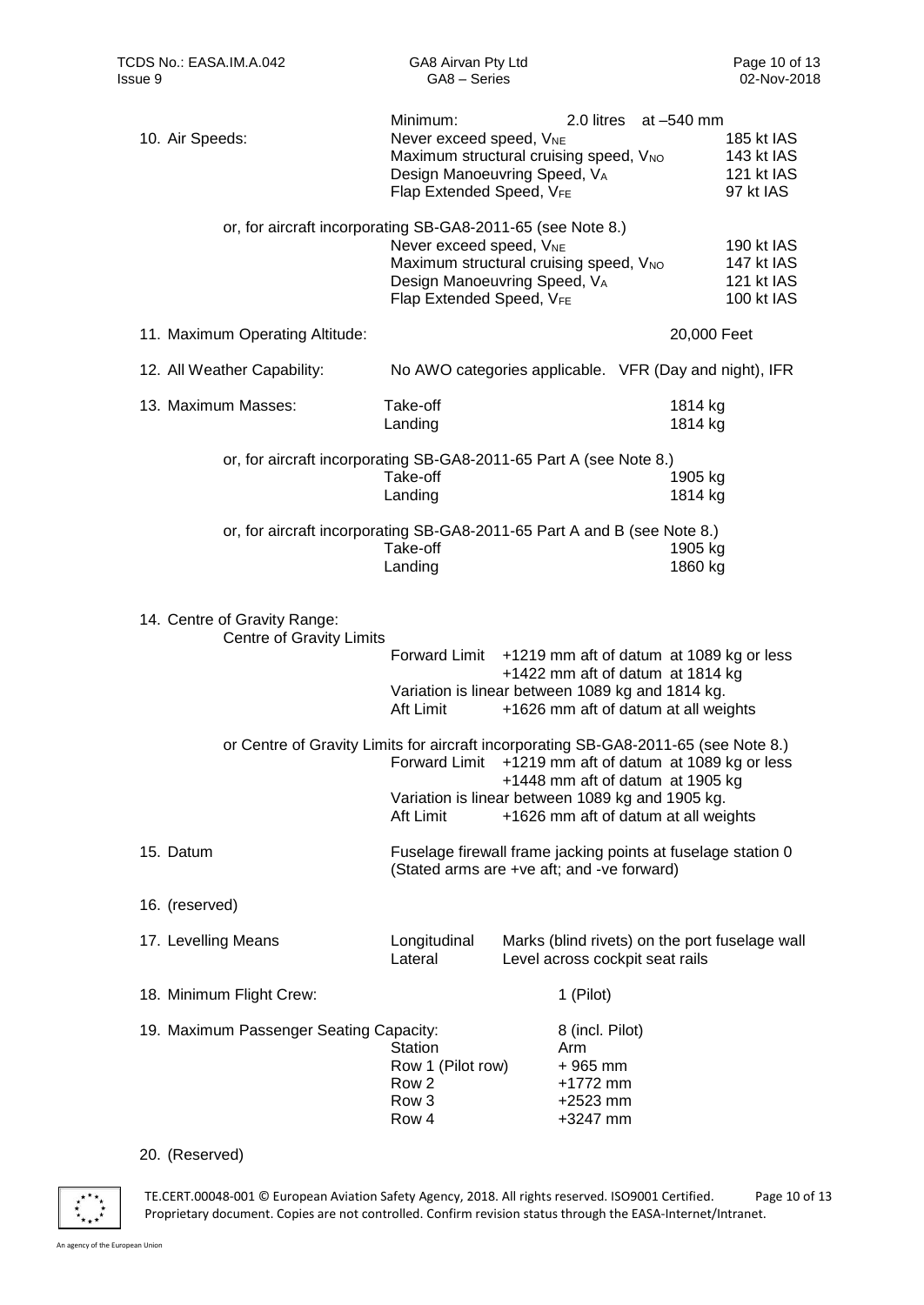Minimum: 2.0 litres at –540 mm

10. Air Speeds:

| | |
|---|---|
| Never exceed speed, $V_{NE}$ | 185 kt IAS |
| Maximum structural cruising speed, $V_{NO}$ | 143 kt IAS |
| Design Manoeuvring Speed, $V_A$ | 121 kt IAS |
| Flap Extended Speed, $V_{FE}$ | 97 kt IAS |

or, for aircraft incorporating SB-GA8-2011-65 (see Note 8.)

| | |
|---|---|
| Never exceed speed, $V_{NE}$ | 190 kt IAS |
| Maximum structural cruising speed, $V_{NO}$ | 147 kt IAS |
| Design Manoeuvring Speed, $V_A$ | 121 kt IAS |
| Flap Extended Speed, $V_{FE}$ | 100 kt IAS |

11. Maximum Operating Altitude: 20,000 Feet

12. All Weather Capability: No AWO categories applicable. VFR (Day and night), IFR

13. Maximum Masses:

| | |
|---|---|
| Take-off | 1814 kg |
| Landing | 1814 kg |

or, for aircraft incorporating SB-GA8-2011-65 Part A (see Note 8.)

| | |
|---|---|
| Take-off | 1905 kg |
| Landing | 1814 kg |

or, for aircraft incorporating SB-GA8-2011-65 Part A and B (see Note 8.)

| | |
|---|---|
| Take-off | 1905 kg |
| Landing | 1860 kg |

14. Centre of Gravity Range:

Centre of Gravity Limits

Forward Limit +1219 mm aft of datum at 1089 kg or less
+1422 mm aft of datum at 1814 kg
Variation is linear between 1089 kg and 1814 kg.
Aft Limit +1626 mm aft of datum at all weights

or Centre of Gravity Limits for aircraft incorporating SB-GA8-2011-65 (see Note 8.)

Forward Limit +1219 mm aft of datum at 1089 kg or less
+1448 mm aft of datum at 1905 kg
Variation is linear between 1089 kg and 1905 kg.
Aft Limit +1626 mm aft of datum at all weights

15. Datum: Fuselage firewall frame jacking points at fuselage station 0
(Stated arms are +ve aft; and -ve forward)

16. (reserved)

17. Levelling Means:

| | |
|---|---|
| Longitudinal | Marks (blind rivets) on the port fuselage wall |
| Lateral | Level across cockpit seat rails |

18. Minimum Flight Crew: 1 (Pilot)

19. Maximum Passenger Seating Capacity: 8 (incl. Pilot)

| Station | Arm |
|---|---|
| Row 1 (Pilot row) | + 965 mm |
| Row 2 | +1772 mm |
| Row 3 | +2523 mm |
| Row 4 | +3247 mm |

20. (Reserved)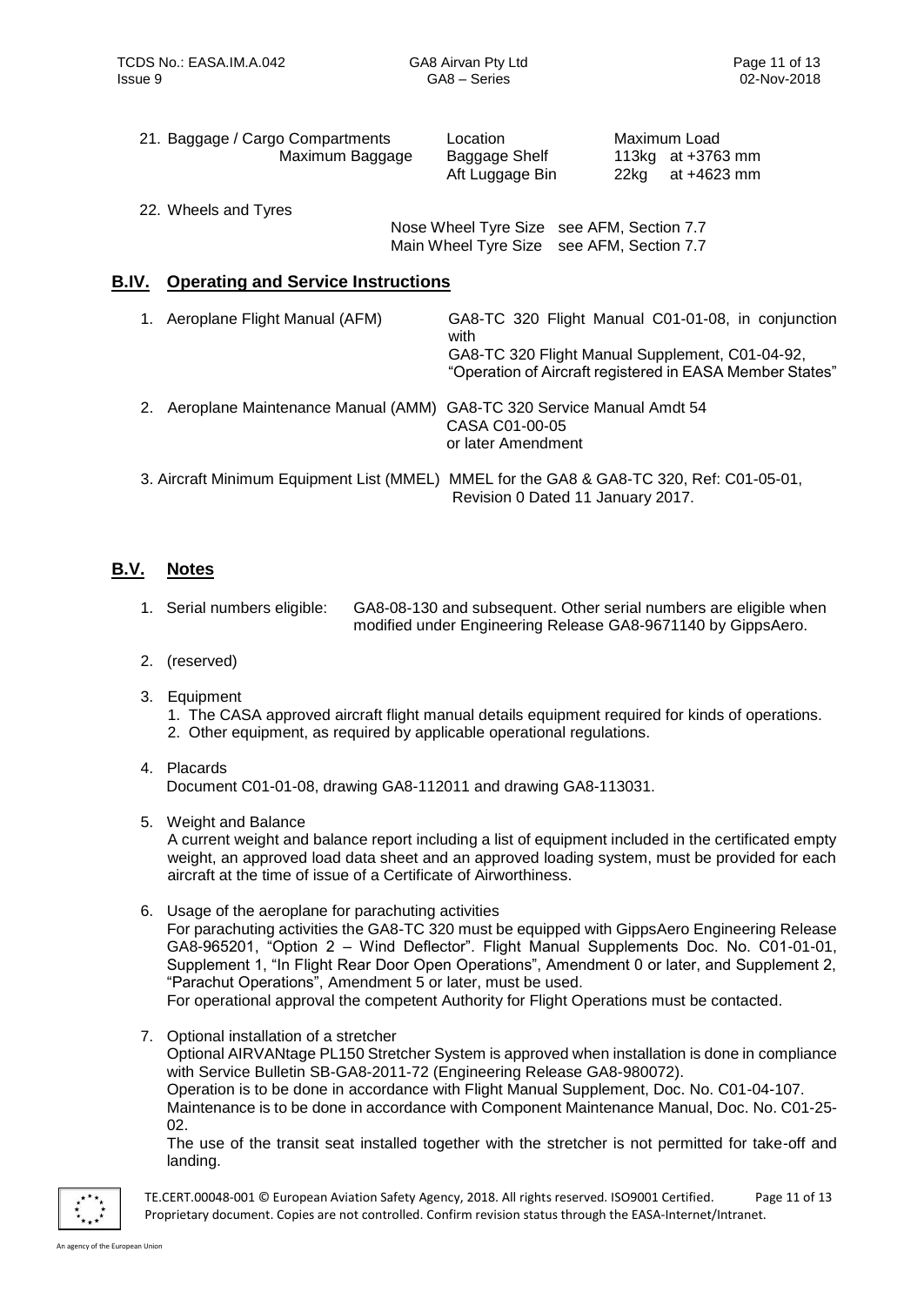21. Baggage / Cargo Compartments

| Maximum Baggage | Location | Maximum Load |
|---|---|---|
| | Baggage Shelf | 113kg at +3763 mm |
| | Aft Luggage Bin | 22kg at +4623 mm |

22. Wheels and Tyres

| | |
|---|---|
| Nose Wheel Tyre Size | see AFM, Section 7.7 |
| Main Wheel Tyre Size | see AFM, Section 7.7 |

## B.IV. Operating and Service Instructions

| | |
|---|---|
| 1. Aeroplane Flight Manual (AFM) | GA8-TC 320 Flight Manual C01-01-08, in conjunction with GA8-TC 320 Flight Manual Supplement, C01-04-92, "Operation of Aircraft registered in EASA Member States" |
| 2. Aeroplane Maintenance Manual (AMM) | GA8-TC 320 Service Manual Amdt 54 CASA C01-00-05 or later Amendment |
| 3. Aircraft Minimum Equipment List (MMEL) | MMEL for the GA8 & GA8-TC 320, Ref: C01-05-01, Revision 0 Dated 11 January 2017. |

## B.V. Notes

1. Serial numbers eligible: GA8-08-130 and subsequent. Other serial numbers are eligible when modified under Engineering Release GA8-9671140 by GippsAero.

2. (reserved)

3. Equipment
   1. The CASA approved aircraft flight manual details equipment required for kinds of operations.
   2. Other equipment, as required by applicable operational regulations.

4. Placards
   Document C01-01-08, drawing GA8-112011 and drawing GA8-113031.

5. Weight and Balance
   A current weight and balance report including a list of equipment included in the certificated empty weight, an approved load data sheet and an approved loading system, must be provided for each aircraft at the time of issue of a Certificate of Airworthiness.

6. Usage of the aeroplane for parachuting activities
   For parachuting activities the GA8-TC 320 must be equipped with GippsAero Engineering Release GA8-965201, "Option 2 – Wind Deflector". Flight Manual Supplements Doc. No. C01-01-01, Supplement 1, "In Flight Rear Door Open Operations", Amendment 0 or later, and Supplement 2, "Parachut Operations", Amendment 5 or later, must be used.
   For operational approval the competent Authority for Flight Operations must be contacted.

7. Optional installation of a stretcher
   Optional AIRVANtage PL150 Stretcher System is approved when installation is done in compliance with Service Bulletin SB-GA8-2011-72 (Engineering Release GA8-980072).
   Operation is to be done in accordance with Flight Manual Supplement, Doc. No. C01-04-107.
   Maintenance is to be done in accordance with Component Maintenance Manual, Doc. No. C01-25-02.
   The use of the transit seat installed together with the stretcher is not permitted for take-off and landing.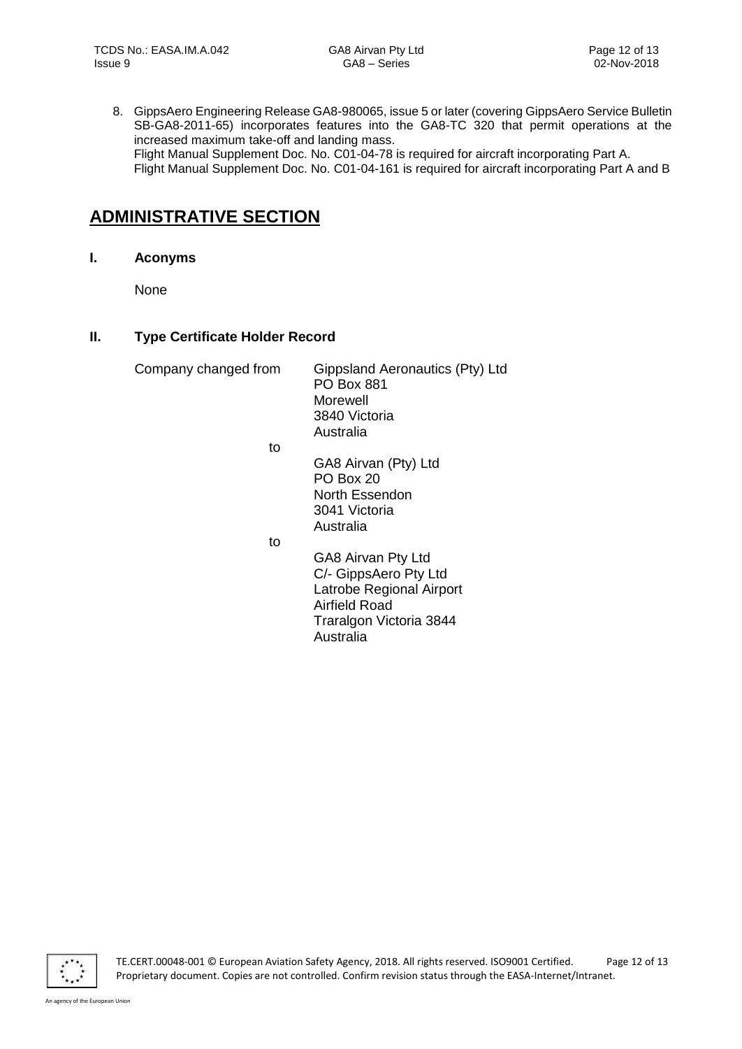8. GippsAero Engineering Release GA8-980065, issue 5 or later (covering GippsAero Service Bulletin SB-GA8-2011-65) incorporates features into the GA8-TC 320 that permit operations at the increased maximum take-off and landing mass.
   Flight Manual Supplement Doc. No. C01-04-78 is required for aircraft incorporating Part A.
   Flight Manual Supplement Doc. No. C01-04-161 is required for aircraft incorporating Part A and B

# ADMINISTRATIVE SECTION

## I. Aconyms

None

## II. Type Certificate Holder Record

Company changed from

Gippsland Aeronautics (Pty) Ltd
PO Box 881
Morewell
3840 Victoria
Australia

to

GA8 Airvan (Pty) Ltd
PO Box 20
North Essendon
3041 Victoria
Australia

to

GA8 Airvan Pty Ltd
C/- GippsAero Pty Ltd
Latrobe Regional Airport
Airfield Road
Traralgon Victoria 3844
Australia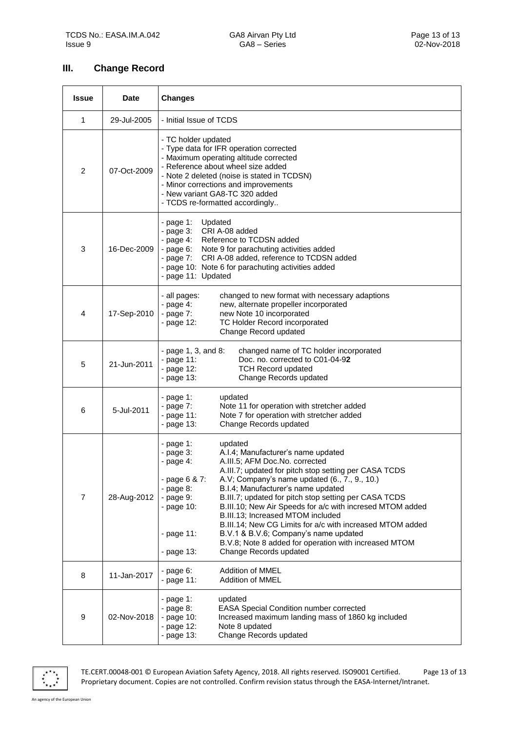## III. Change Record

| Issue | Date | Changes |
|---|---|---|
| 1 | 29-Jul-2005 | - Initial Issue of TCDS |
| 2 | 07-Oct-2009 | - TC holder updated<br>- Type data for IFR operation corrected<br>- Maximum operating altitude corrected<br>- Reference about wheel size added<br>- Note 2 deleted (noise is stated in TCDSN)<br>- Minor corrections and improvements<br>- New variant GA8-TC 320 added<br>- TCDS re-formatted accordingly.. |
| 3 | 16-Dec-2009 | - page 1: Updated<br>- page 3: CRI A-08 added<br>- page 4: Reference to TCDSN added<br>- page 6: Note 9 for parachuting activities added<br>- page 7: CRI A-08 added, reference to TCDSN added<br>- page 10: Note 6 for parachuting activities added<br>- page 11: Updated |
| 4 | 17-Sep-2010 | - all pages: changed to new format with necessary adaptions<br>- page 4: new, alternate propeller incorporated<br>- page 7: new Note 10 incorporated<br>- page 12: TC Holder Record incorporated<br>Change Record updated |
| 5 | 21-Jun-2011 | - page 1, 3, and 8: changed name of TC holder incorporated<br>- page 11: Doc. no. corrected to C01-04-9**2**<br>- page 12: TCH Record updated<br>- page 13: Change Records updated |
| 6 | 5-Jul-2011 | - page 1: updated<br>- page 7: Note 11 for operation with stretcher added<br>- page 11: Note 7 for operation with stretcher added<br>- page 13: Change Records updated |
| 7 | 28-Aug-2012 | - page 1: updated<br>- page 3: A.I.4; Manufacturer's name updated<br>- page 4: A.III.5; AFM Doc.No. corrected<br>A.III.7; updated for pitch stop setting per CASA TCDS<br>- page 6 & 7: A.V; Company's name updated (6., 7., 9., 10.)<br>- page 8: B.I.4; Manufacturer's name updated<br>- page 9: B.III.7; updated for pitch stop setting per CASA TCDS<br>- page 10: B.III.10; New Air Speeds for a/c with incresed MTOM added<br>B.III.13; Increased MTOM included<br>B.III.14; New CG Limits for a/c with increased MTOM added<br>- page 11: B.V.1 & B.V.6; Company's name updated<br>B.V.8; Note 8 added for operation with increased MTOM<br>- page 13: Change Records updated |
| 8 | 11-Jan-2017 | - page 6: Addition of MMEL<br>- page 11: Addition of MMEL |
| 9 | 02-Nov-2018 | - page 1: updated<br>- page 8: EASA Special Condition number corrected<br>- page 10: Increased maximum landing mass of 1860 kg included<br>- page 12: Note 8 updated<br>- page 13: Change Records updated |